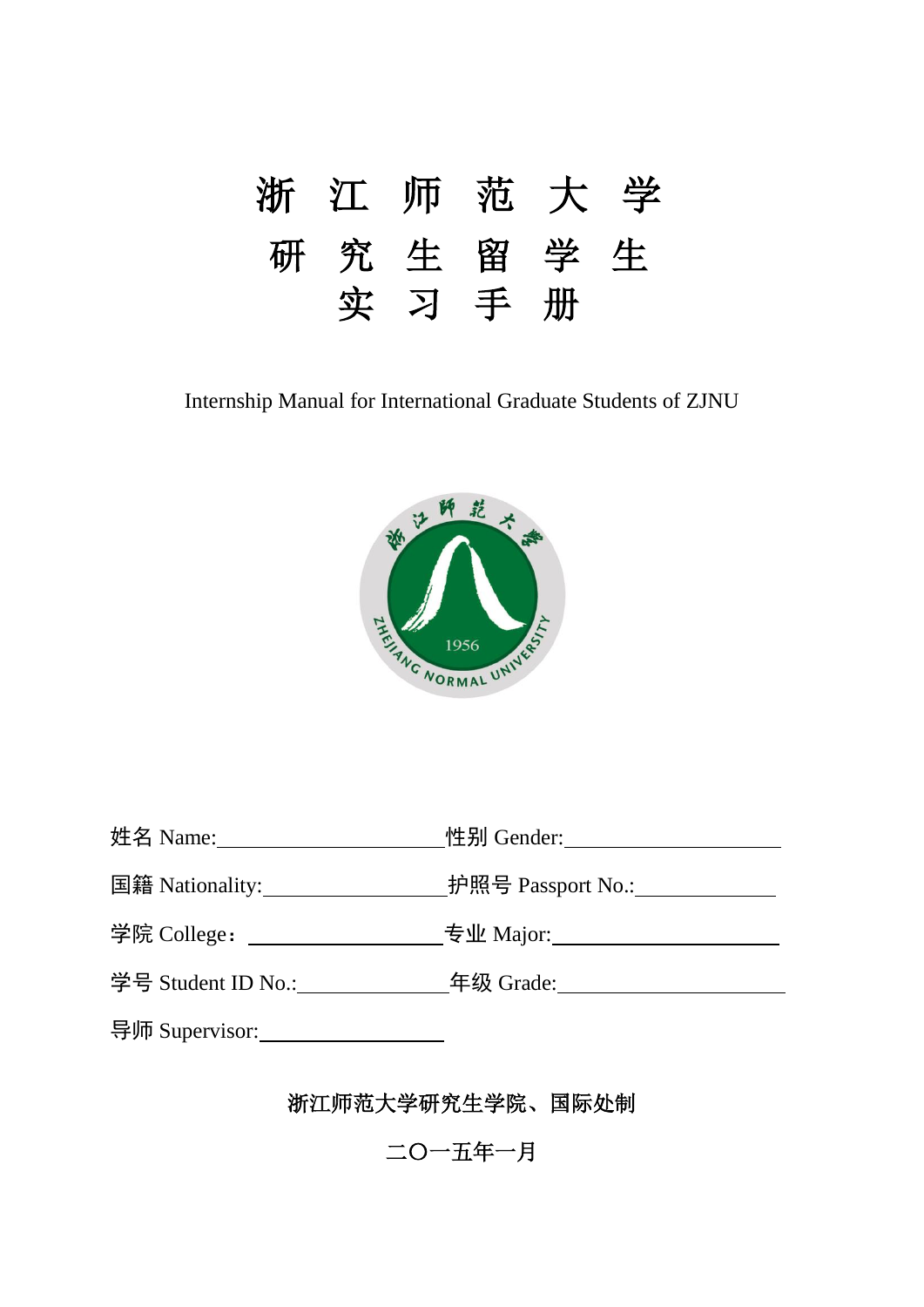# 浙 江 师 范 大 学

# 研 究 生 留 学 生

# 实 习 手 册

Internship Manual for International Graduate Students of ZJNU

姓名 Name:____________________ 性别 Gender:____________________

国籍 Nationality:________________ 护照号 Passport No.:____________

学院 College：_________________ 专业 Major:____________________

学号 Student ID No.:_____________ 年级 Grade:____________________

导师 Supervisor:________________

浙江师范大学研究生学院、国际处制

二〇一五年一月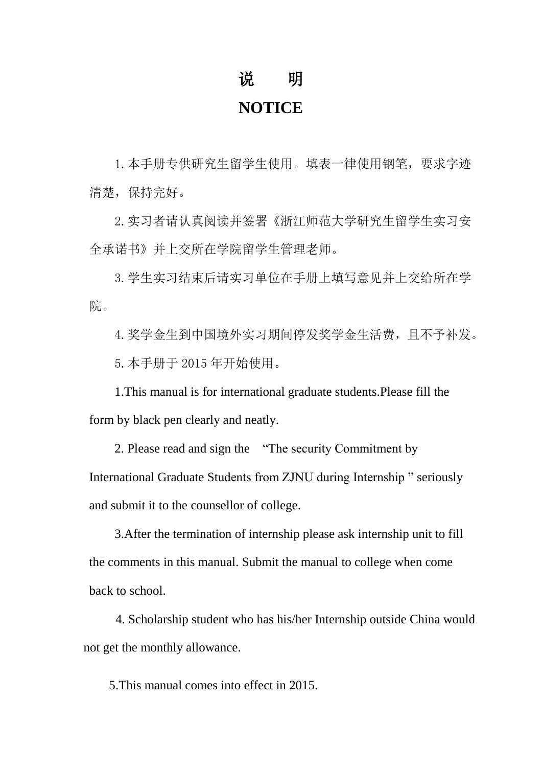# 说　　明

# NOTICE

1.本手册专供研究生留学生使用。填表一律使用钢笔，要求字迹清楚，保持完好。

2.实习者请认真阅读并签署《浙江师范大学研究生留学生实习安全承诺书》并上交所在学院留学生管理老师。

3.学生实习结束后请实习单位在手册上填写意见并上交给所在学院。

4.奖学金生到中国境外实习期间停发奖学金生活费，且不予补发。

5.本手册于 2015 年开始使用。

1.This manual is for international graduate students.Please fill the form by black pen clearly and neatly.

2. Please read and sign the “The security Commitment by International Graduate Students from ZJNU during Internship ” seriously and submit it to the counsellor of college.

3.After the termination of internship please ask internship unit to fill the comments in this manual. Submit the manual to college when come back to school.

4. Scholarship student who has his/her Internship outside China would not get the monthly allowance.

5.This manual comes into effect in 2015.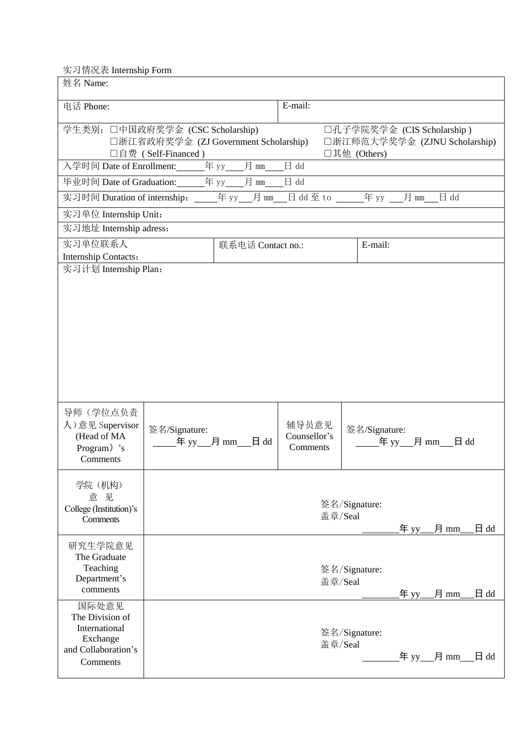实习情况表 Internship Form

| 姓名 Name: | | | | |
|---|---|---|---|---|
| 电话 Phone: | | | E-mail: | |
| 学生类别：□中国政府奖学金 (CSC Scholarship)<br>□浙江省政府奖学金 (ZJ Government Scholarship)<br>□自费 ( Self-Financed ) | | | □孔子学院奖学金 (CIS Scholarship )<br>□浙江师范大学奖学金 (ZJNU Scholarship)<br>□其他 (Others) | |
| 入学时间 Date of Enrollment:______年 yy____月 mm____日 dd | | | | |
| 毕业时间 Date of Graduation:______年 yy____月 mm____日 dd | | | | |
| 实习时间 Duration of internship：_____年 yy___月 mm___日 dd 至 to ______年 yy ___月 mm___日 dd | | | | |
| 实习单位 Internship Unit： | | | | |
| 实习地址 Internship adress： | | | | |
| 实习单位联系人 Internship Contacts： | | 联系电话 Contact no.: | | E-mail: |
| 实习计划 Internship Plan： | | | | |
| 导师（学位点负责人）意见 Supervisor (Head of MA Program）'s Comments | 签名/Signature:<br>_____年 yy___月 mm___日 dd | | 辅导员意见 Counsellor's Comments | 签名/Signature:<br>_____年 yy___月 mm___日 dd |
| 学院（机构）意 见 College (Institution)'s Comments | 签名/Signature:<br>盖章/Seal<br>________年 yy___月 mm___日 dd | | | |
| 研究生学院意见 The Graduate Teaching Department's comments | 签名/Signature:<br>盖章/Seal<br>________年 yy___月 mm___日 dd | | | |
| 国际处意见 The Division of International Exchange and Collaboration's Comments | 签名/Signature:<br>盖章/Seal<br>________年 yy___月 mm___日 dd | | | |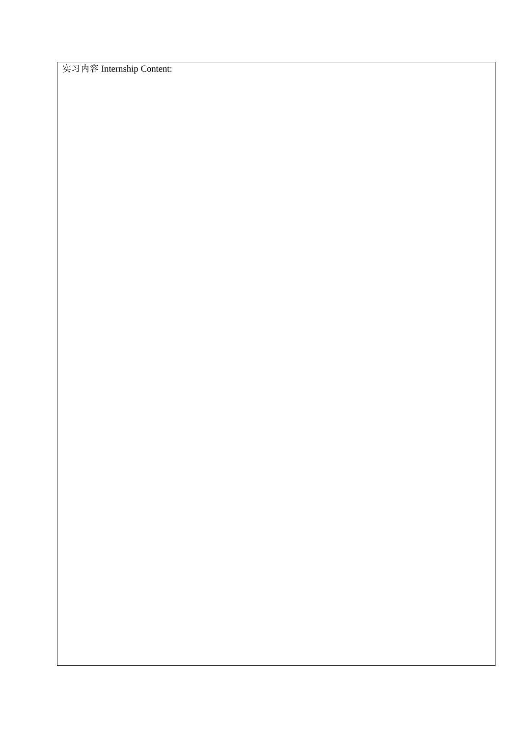实习内容 Internship Content: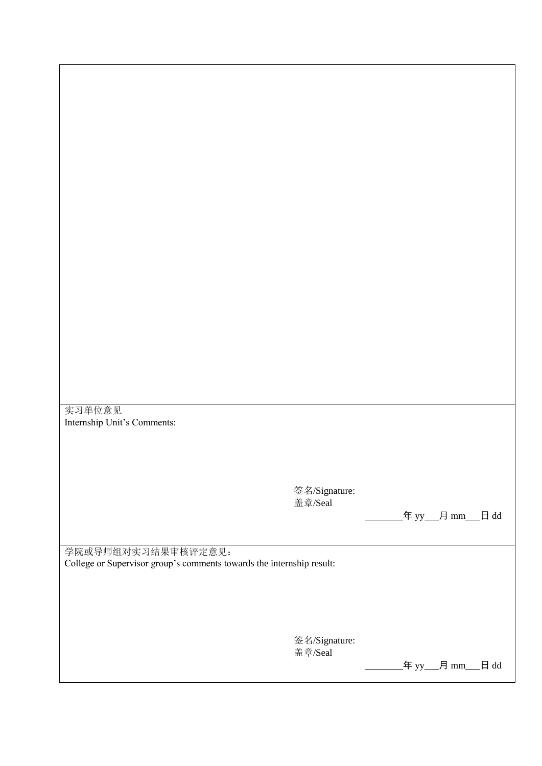实习单位意见
Internship Unit’s Comments:

签名/Signature:
盖章/Seal

________年 yy___月 mm___日 dd

学院或导师组对实习结果审核评定意见：
College or Supervisor group’s comments towards the internship result:

签名/Signature:
盖章/Seal

________年 yy___月 mm___日 dd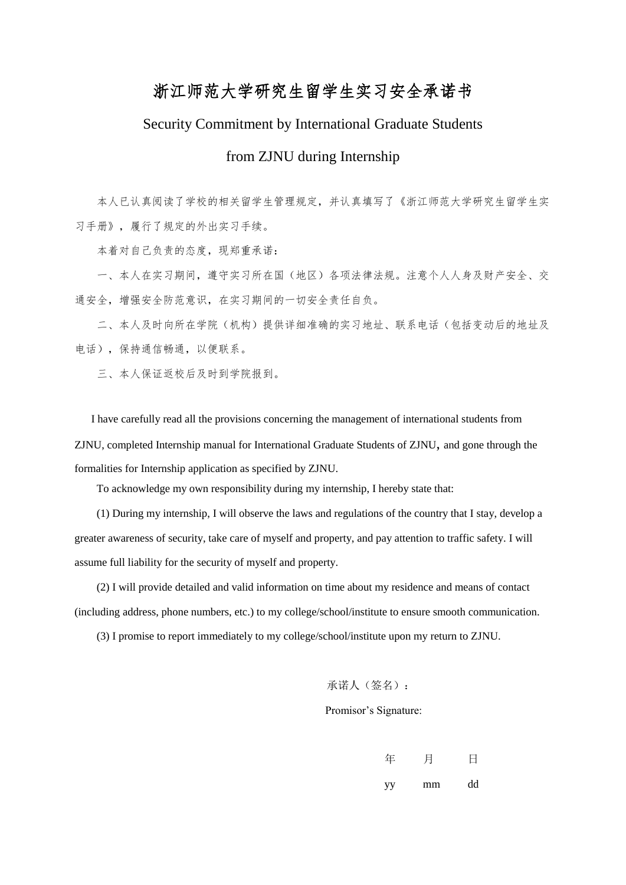# 浙江师范大学研究生留学生实习安全承诺书

## Security Commitment by International Graduate Students from ZJNU during Internship

本人已认真阅读了学校的相关留学生管理规定，并认真填写了《浙江师范大学研究生留学生实习手册》，履行了规定的外出实习手续。

本着对自己负责的态度，现郑重承诺：

一、本人在实习期间，遵守实习所在国（地区）各项法律法规。注意个人人身及财产安全、交通安全，增强安全防范意识，在实习期间的一切安全责任自负。

二、本人及时向所在学院（机构）提供详细准确的实习地址、联系电话（包括变动后的地址及电话），保持通信畅通，以便联系。

三、本人保证返校后及时到学院报到。

I have carefully read all the provisions concerning the management of international students from ZJNU, completed Internship manual for International Graduate Students of ZJNU, and gone through the formalities for Internship application as specified by ZJNU.

To acknowledge my own responsibility during my internship, I hereby state that:

(1) During my internship, I will observe the laws and regulations of the country that I stay, develop a greater awareness of security, take care of myself and property, and pay attention to traffic safety. I will assume full liability for the security of myself and property.

(2) I will provide detailed and valid information on time about my residence and means of contact (including address, phone numbers, etc.) to my college/school/institute to ensure smooth communication.

(3) I promise to report immediately to my college/school/institute upon my return to ZJNU.

承诺人（签名）：

Promisor's Signature:

年　　月　　日

yy　　mm　　dd